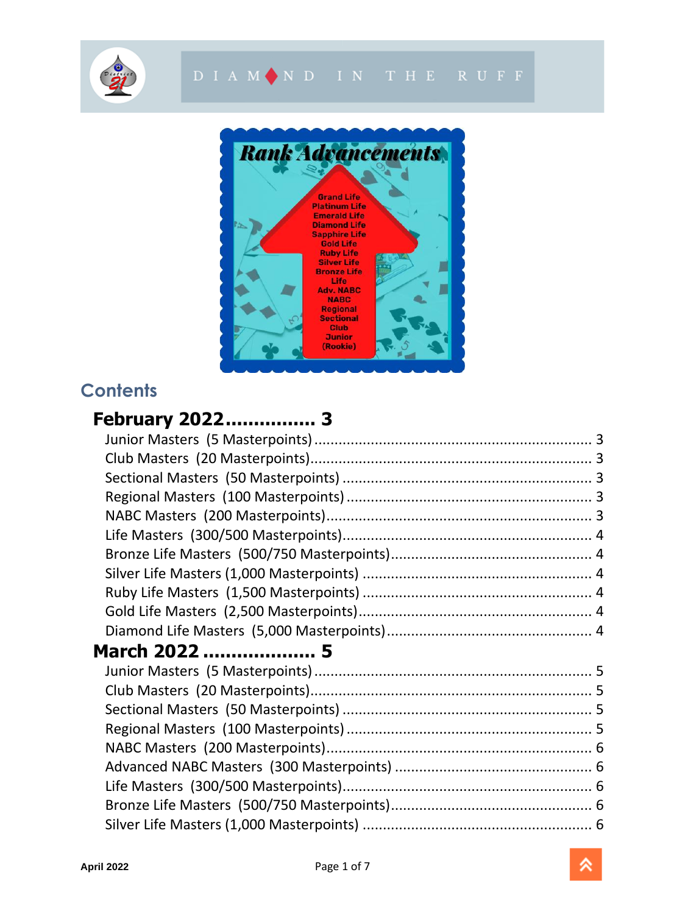DIAMOND IN THE RUFF

Rank Advancements

Grand Life
Platinum Life
Emerald Life
Diamond Life
Sapphire Life
Gold Life
Ruby Life
Silver Life
Bronze Life
Life
Adv. NABC
NABC
Regional
Sectional
Club
Junior
(Rookie)

## Contents

### February 2022................ 3

- Junior Masters (5 Masterpoints) ........ 3
- Club Masters (20 Masterpoints)........ 3
- Sectional Masters (50 Masterpoints) ........ 3
- Regional Masters (100 Masterpoints) ........ 3
- NABC Masters (200 Masterpoints)........ 3
- Life Masters (300/500 Masterpoints)........ 4
- Bronze Life Masters (500/750 Masterpoints)........ 4
- Silver Life Masters (1,000 Masterpoints) ........ 4
- Ruby Life Masters (1,500 Masterpoints) ........ 4
- Gold Life Masters (2,500 Masterpoints)........ 4
- Diamond Life Masters (5,000 Masterpoints)........ 4

### March 2022 .................... 5

- Junior Masters (5 Masterpoints) ........ 5
- Club Masters (20 Masterpoints)........ 5
- Sectional Masters (50 Masterpoints) ........ 5
- Regional Masters (100 Masterpoints) ........ 5
- NABC Masters (200 Masterpoints)........ 6
- Advanced NABC Masters (300 Masterpoints) ........ 6
- Life Masters (300/500 Masterpoints)........ 6
- Bronze Life Masters (500/750 Masterpoints)........ 6
- Silver Life Masters (1,000 Masterpoints) ........ 6

April 2022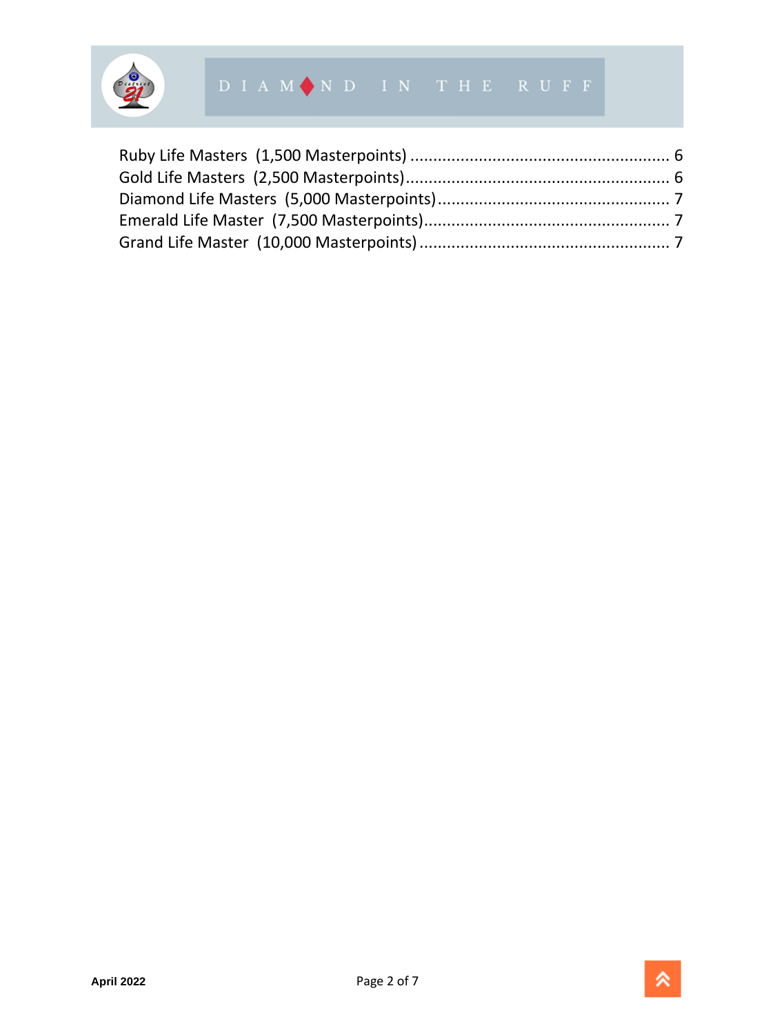Ruby Life Masters (1,500 Masterpoints) ........................................................ 6
Gold Life Masters (2,500 Masterpoints)........................................................ 6
Diamond Life Masters (5,000 Masterpoints).................................................. 7
Emerald Life Master (7,500 Masterpoints)..................................................... 7
Grand Life Master (10,000 Masterpoints)...................................................... 7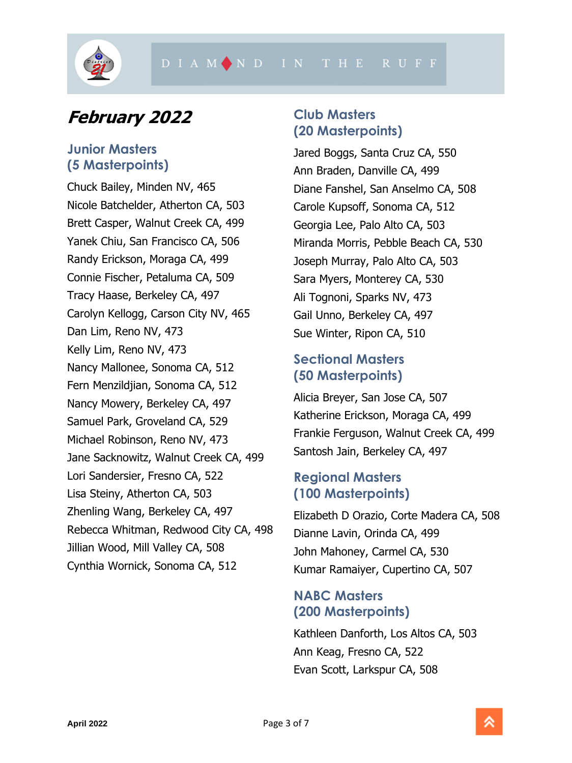# February 2022

## Junior Masters (5 Masterpoints)

Chuck Bailey, Minden NV, 465
Nicole Batchelder, Atherton CA, 503
Brett Casper, Walnut Creek CA, 499
Yanek Chiu, San Francisco CA, 506
Randy Erickson, Moraga CA, 499
Connie Fischer, Petaluma CA, 509
Tracy Haase, Berkeley CA, 497
Carolyn Kellogg, Carson City NV, 465
Dan Lim, Reno NV, 473
Kelly Lim, Reno NV, 473
Nancy Mallonee, Sonoma CA, 512
Fern Menzildjian, Sonoma CA, 512
Nancy Mowery, Berkeley CA, 497
Samuel Park, Groveland CA, 529
Michael Robinson, Reno NV, 473
Jane Sacknowitz, Walnut Creek CA, 499
Lori Sandersier, Fresno CA, 522
Lisa Steiny, Atherton CA, 503
Zhenling Wang, Berkeley CA, 497
Rebecca Whitman, Redwood City CA, 498
Jillian Wood, Mill Valley CA, 508
Cynthia Wornick, Sonoma CA, 512

## Club Masters (20 Masterpoints)

Jared Boggs, Santa Cruz CA, 550
Ann Braden, Danville CA, 499
Diane Fanshel, San Anselmo CA, 508
Carole Kupsoff, Sonoma CA, 512
Georgia Lee, Palo Alto CA, 503
Miranda Morris, Pebble Beach CA, 530
Joseph Murray, Palo Alto CA, 503
Sara Myers, Monterey CA, 530
Ali Tognoni, Sparks NV, 473
Gail Unno, Berkeley CA, 497
Sue Winter, Ripon CA, 510

## Sectional Masters (50 Masterpoints)

Alicia Breyer, San Jose CA, 507
Katherine Erickson, Moraga CA, 499
Frankie Ferguson, Walnut Creek CA, 499
Santosh Jain, Berkeley CA, 497

## Regional Masters (100 Masterpoints)

Elizabeth D Orazio, Corte Madera CA, 508
Dianne Lavin, Orinda CA, 499
John Mahoney, Carmel CA, 530
Kumar Ramaiyer, Cupertino CA, 507

## NABC Masters (200 Masterpoints)

Kathleen Danforth, Los Altos CA, 503
Ann Keag, Fresno CA, 522
Evan Scott, Larkspur CA, 508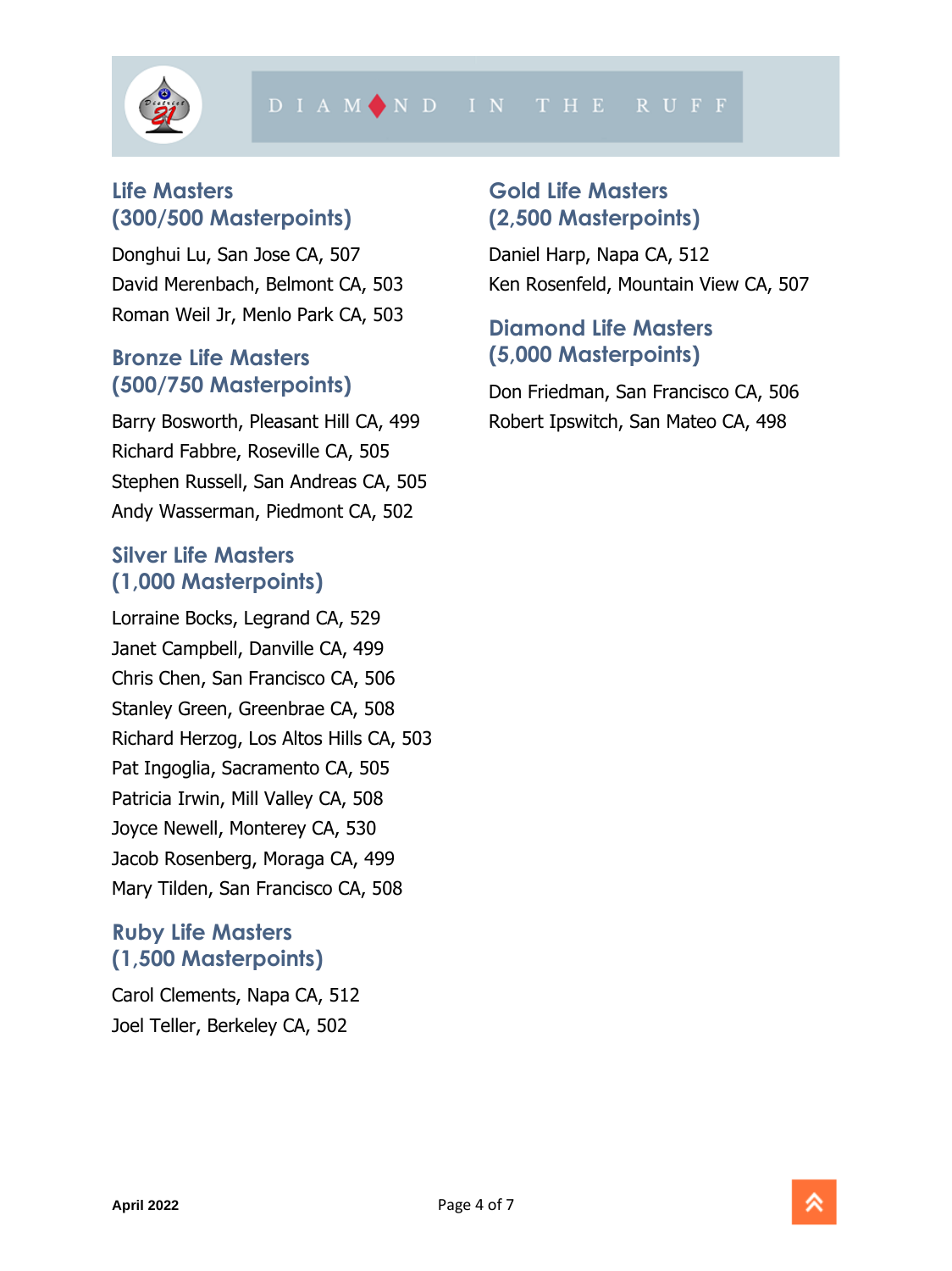## Life Masters (300/500 Masterpoints)

Donghui Lu, San Jose CA, 507
David Merenbach, Belmont CA, 503
Roman Weil Jr, Menlo Park CA, 503

## Bronze Life Masters (500/750 Masterpoints)

Barry Bosworth, Pleasant Hill CA, 499
Richard Fabbre, Roseville CA, 505
Stephen Russell, San Andreas CA, 505
Andy Wasserman, Piedmont CA, 502

## Silver Life Masters (1,000 Masterpoints)

Lorraine Bocks, Legrand CA, 529
Janet Campbell, Danville CA, 499
Chris Chen, San Francisco CA, 506
Stanley Green, Greenbrae CA, 508
Richard Herzog, Los Altos Hills CA, 503
Pat Ingoglia, Sacramento CA, 505
Patricia Irwin, Mill Valley CA, 508
Joyce Newell, Monterey CA, 530
Jacob Rosenberg, Moraga CA, 499
Mary Tilden, San Francisco CA, 508

## Ruby Life Masters (1,500 Masterpoints)

Carol Clements, Napa CA, 512
Joel Teller, Berkeley CA, 502

## Gold Life Masters (2,500 Masterpoints)

Daniel Harp, Napa CA, 512
Ken Rosenfeld, Mountain View CA, 507

## Diamond Life Masters (5,000 Masterpoints)

Don Friedman, San Francisco CA, 506
Robert Ipswitch, San Mateo CA, 498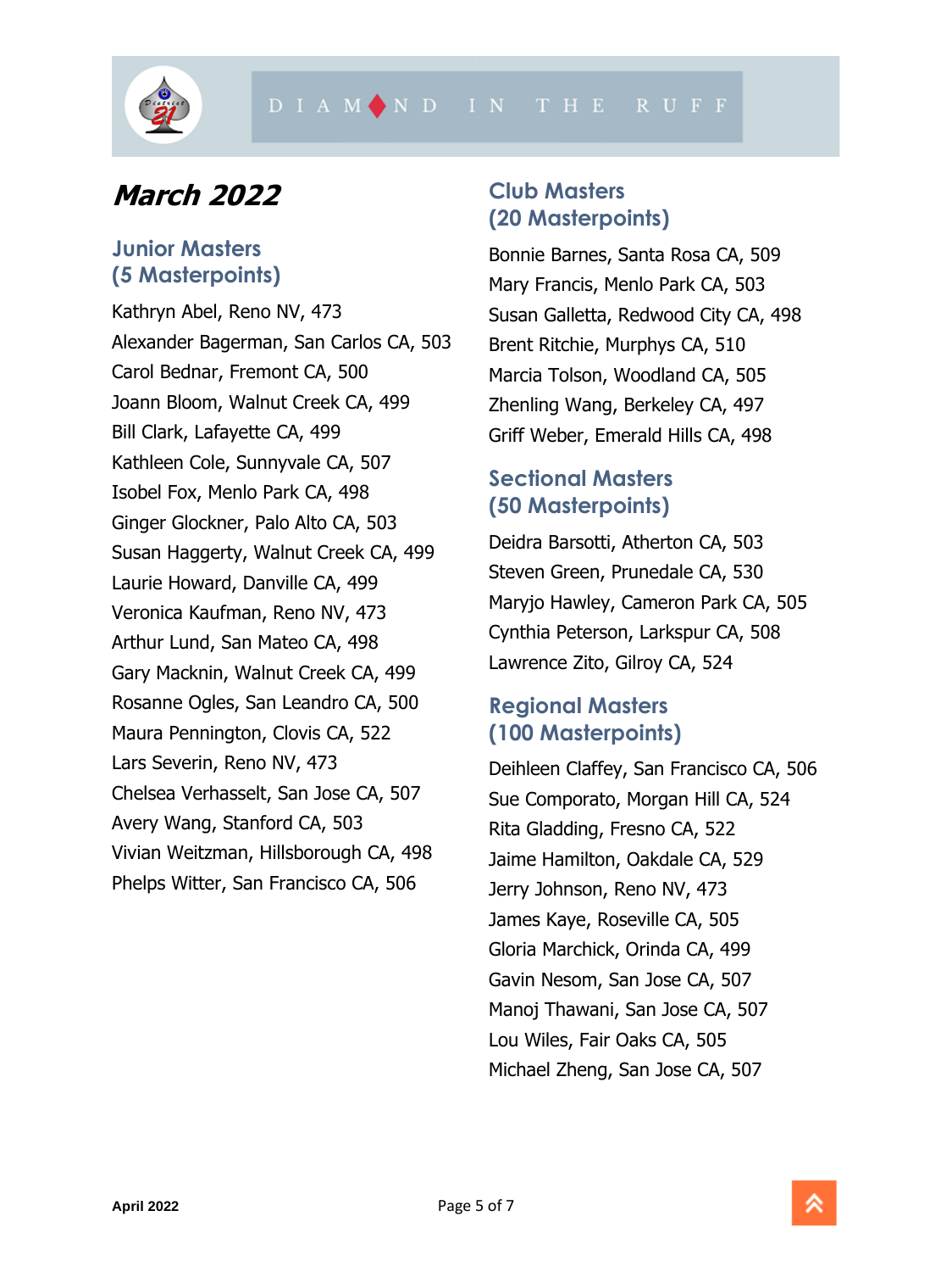# March 2022

## Junior Masters (5 Masterpoints)

Kathryn Abel, Reno NV, 473
Alexander Bagerman, San Carlos CA, 503
Carol Bednar, Fremont CA, 500
Joann Bloom, Walnut Creek CA, 499
Bill Clark, Lafayette CA, 499
Kathleen Cole, Sunnyvale CA, 507
Isobel Fox, Menlo Park CA, 498
Ginger Glockner, Palo Alto CA, 503
Susan Haggerty, Walnut Creek CA, 499
Laurie Howard, Danville CA, 499
Veronica Kaufman, Reno NV, 473
Arthur Lund, San Mateo CA, 498
Gary Macknin, Walnut Creek CA, 499
Rosanne Ogles, San Leandro CA, 500
Maura Pennington, Clovis CA, 522
Lars Severin, Reno NV, 473
Chelsea Verhasselt, San Jose CA, 507
Avery Wang, Stanford CA, 503
Vivian Weitzman, Hillsborough CA, 498
Phelps Witter, San Francisco CA, 506

## Club Masters (20 Masterpoints)

Bonnie Barnes, Santa Rosa CA, 509
Mary Francis, Menlo Park CA, 503
Susan Galletta, Redwood City CA, 498
Brent Ritchie, Murphys CA, 510
Marcia Tolson, Woodland CA, 505
Zhenling Wang, Berkeley CA, 497
Griff Weber, Emerald Hills CA, 498

## Sectional Masters (50 Masterpoints)

Deidra Barsotti, Atherton CA, 503
Steven Green, Prunedale CA, 530
Maryjo Hawley, Cameron Park CA, 505
Cynthia Peterson, Larkspur CA, 508
Lawrence Zito, Gilroy CA, 524

## Regional Masters (100 Masterpoints)

Deihleen Claffey, San Francisco CA, 506
Sue Comporato, Morgan Hill CA, 524
Rita Gladding, Fresno CA, 522
Jaime Hamilton, Oakdale CA, 529
Jerry Johnson, Reno NV, 473
James Kaye, Roseville CA, 505
Gloria Marchick, Orinda CA, 499
Gavin Nesom, San Jose CA, 507
Manoj Thawani, San Jose CA, 507
Lou Wiles, Fair Oaks CA, 505
Michael Zheng, San Jose CA, 507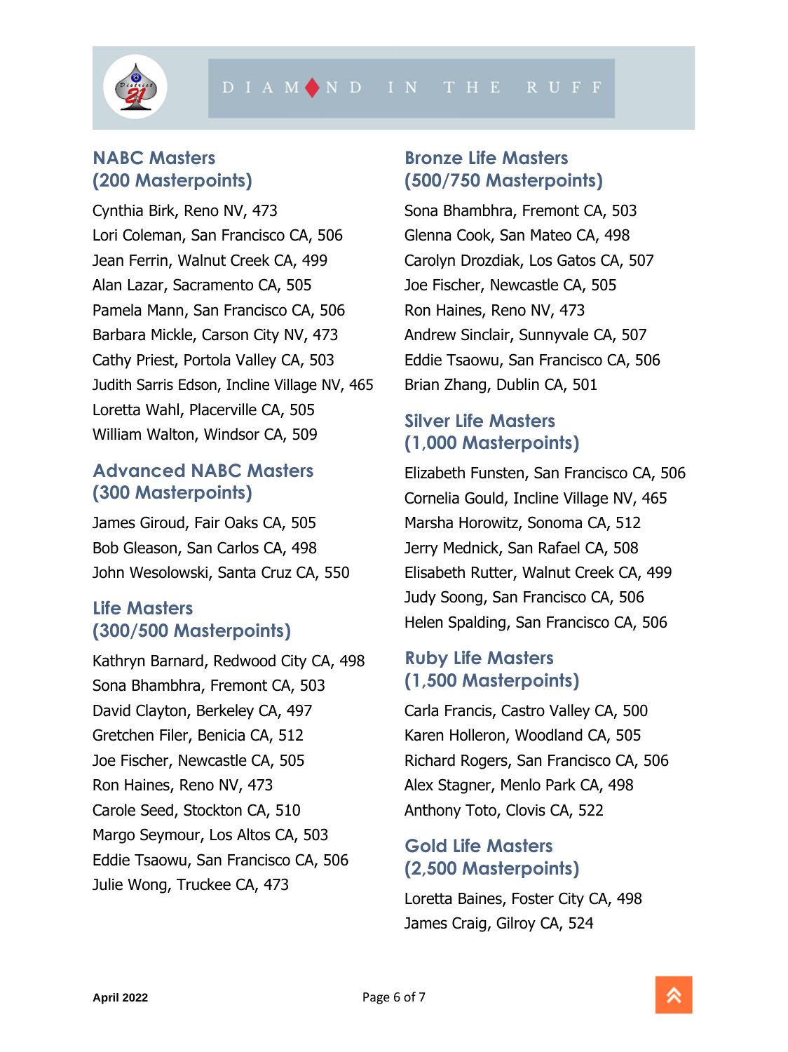## NABC Masters (200 Masterpoints)

Cynthia Birk, Reno NV, 473
Lori Coleman, San Francisco CA, 506
Jean Ferrin, Walnut Creek CA, 499
Alan Lazar, Sacramento CA, 505
Pamela Mann, San Francisco CA, 506
Barbara Mickle, Carson City NV, 473
Cathy Priest, Portola Valley CA, 503
Judith Sarris Edson, Incline Village NV, 465
Loretta Wahl, Placerville CA, 505
William Walton, Windsor CA, 509

## Advanced NABC Masters (300 Masterpoints)

James Giroud, Fair Oaks CA, 505
Bob Gleason, San Carlos CA, 498
John Wesolowski, Santa Cruz CA, 550

## Life Masters (300/500 Masterpoints)

Kathryn Barnard, Redwood City CA, 498
Sona Bhambhra, Fremont CA, 503
David Clayton, Berkeley CA, 497
Gretchen Filer, Benicia CA, 512
Joe Fischer, Newcastle CA, 505
Ron Haines, Reno NV, 473
Carole Seed, Stockton CA, 510
Margo Seymour, Los Altos CA, 503
Eddie Tsaowu, San Francisco CA, 506
Julie Wong, Truckee CA, 473

## Bronze Life Masters (500/750 Masterpoints)

Sona Bhambhra, Fremont CA, 503
Glenna Cook, San Mateo CA, 498
Carolyn Drozdiak, Los Gatos CA, 507
Joe Fischer, Newcastle CA, 505
Ron Haines, Reno NV, 473
Andrew Sinclair, Sunnyvale CA, 507
Eddie Tsaowu, San Francisco CA, 506
Brian Zhang, Dublin CA, 501

## Silver Life Masters (1,000 Masterpoints)

Elizabeth Funsten, San Francisco CA, 506
Cornelia Gould, Incline Village NV, 465
Marsha Horowitz, Sonoma CA, 512
Jerry Mednick, San Rafael CA, 508
Elisabeth Rutter, Walnut Creek CA, 499
Judy Soong, San Francisco CA, 506
Helen Spalding, San Francisco CA, 506

## Ruby Life Masters (1,500 Masterpoints)

Carla Francis, Castro Valley CA, 500
Karen Holleron, Woodland CA, 505
Richard Rogers, San Francisco CA, 506
Alex Stagner, Menlo Park CA, 498
Anthony Toto, Clovis CA, 522

## Gold Life Masters (2,500 Masterpoints)

Loretta Baines, Foster City CA, 498
James Craig, Gilroy CA, 524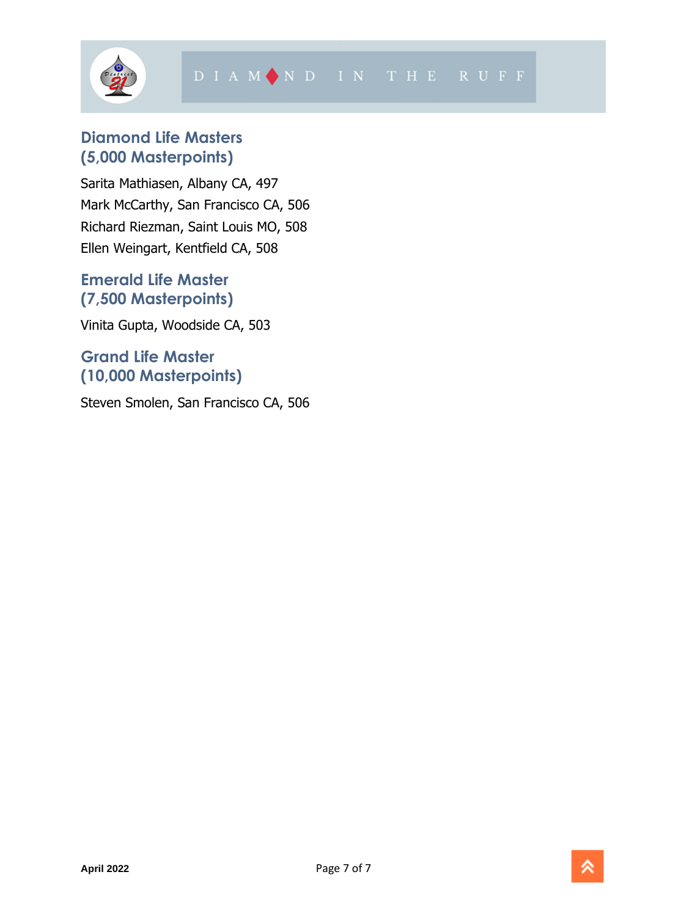## Diamond Life Masters (5,000 Masterpoints)

Sarita Mathiasen, Albany CA, 497
Mark McCarthy, San Francisco CA, 506
Richard Riezman, Saint Louis MO, 508
Ellen Weingart, Kentfield CA, 508

## Emerald Life Master (7,500 Masterpoints)

Vinita Gupta, Woodside CA, 503

## Grand Life Master (10,000 Masterpoints)

Steven Smolen, San Francisco CA, 506